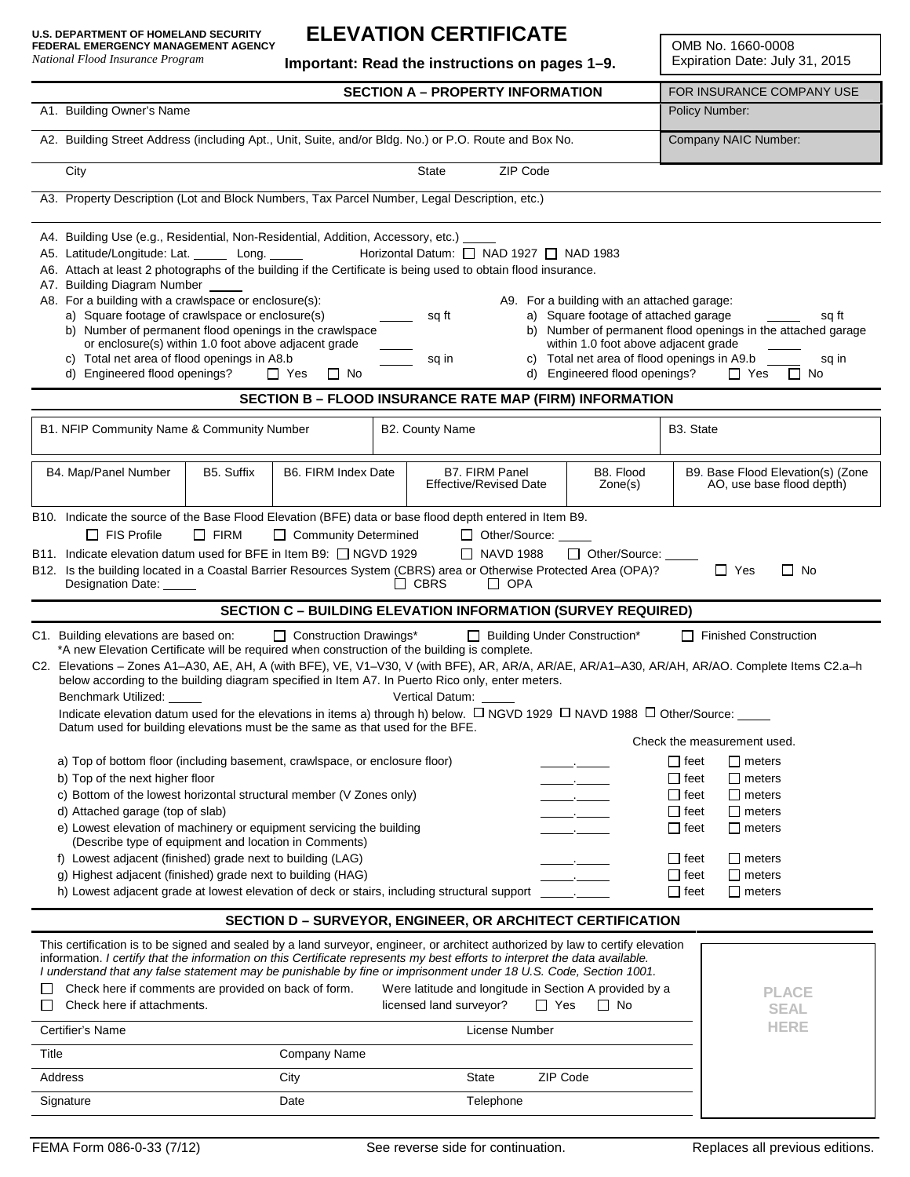U.S. DEPARTMENT OF HOMELAND SECURITY
FEDERAL EMERGENCY MANAGEMENT AGENCY
*National Flood Insurance Program*

# ELEVATION CERTIFICATE

**Important: Read the instructions on pages 1–9.**

OMB No. 1660-0008
Expiration Date: July 31, 2015

## SECTION A – PROPERTY INFORMATION

| | FOR INSURANCE COMPANY USE |
|---|---|
| A1. Building Owner's Name | Policy Number: |
| A2. Building Street Address (including Apt., Unit, Suite, and/or Bldg. No.) or P.O. Route and Box No. | Company NAIC Number: |
| City State ZIP Code | |

A3. Property Description (Lot and Block Numbers, Tax Parcel Number, Legal Description, etc.)

A4. Building Use (e.g., Residential, Non-Residential, Addition, Accessory, etc.) _____

A5. Latitude/Longitude: Lat. _____ Long. _____ Horizontal Datum: ☐ NAD 1927 ☐ NAD 1983

A6. Attach at least 2 photographs of the building if the Certificate is being used to obtain flood insurance.

A7. Building Diagram Number _____

A8. For a building with a crawlspace or enclosure(s):
- a) Square footage of crawlspace or enclosure(s) _____ sq ft
- b) Number of permanent flood openings in the crawlspace or enclosure(s) within 1.0 foot above adjacent grade _____
- c) Total net area of flood openings in A8.b _____ sq in
- d) Engineered flood openings? ☐ Yes ☐ No

A9. For a building with an attached garage:
- a) Square footage of attached garage _____ sq ft
- b) Number of permanent flood openings in the attached garage within 1.0 foot above adjacent grade _____
- c) Total net area of flood openings in A9.b _____ sq in
- d) Engineered flood openings? ☐ Yes ☐ No

## SECTION B – FLOOD INSURANCE RATE MAP (FIRM) INFORMATION

| B1. NFIP Community Name & Community Number | B2. County Name | B3. State |
|---|---|---|
| | | |

| B4. Map/Panel Number | B5. Suffix | B6. FIRM Index Date | B7. FIRM Panel Effective/Revised Date | B8. Flood Zone(s) | B9. Base Flood Elevation(s) (Zone AO, use base flood depth) |
|---|---|---|---|---|---|
| | | | | | |

B10. Indicate the source of the Base Flood Elevation (BFE) data or base flood depth entered in Item B9.
☐ FIS Profile ☐ FIRM ☐ Community Determined ☐ Other/Source: _____

B11. Indicate elevation datum used for BFE in Item B9: ☐ NGVD 1929 ☐ NAVD 1988 ☐ Other/Source: _____

B12. Is the building located in a Coastal Barrier Resources System (CBRS) area or Otherwise Protected Area (OPA)? ☐ Yes ☐ No
Designation Date: _____ ☐ CBRS ☐ OPA

## SECTION C – BUILDING ELEVATION INFORMATION (SURVEY REQUIRED)

C1. Building elevations are based on: ☐ Construction Drawings* ☐ Building Under Construction* ☐ Finished Construction
*A new Elevation Certificate will be required when construction of the building is complete.

C2. Elevations – Zones A1–A30, AE, AH, A (with BFE), VE, V1–V30, V (with BFE), AR, AR/A, AR/AE, AR/A1–A30, AR/AH, AR/AO. Complete Items C2.a–h below according to the building diagram specified in Item A7. In Puerto Rico only, enter meters.

Benchmark Utilized: _____ Vertical Datum: _____

Indicate elevation datum used for the elevations in items a) through h) below. ☐ NGVD 1929 ☐ NAVD 1988 ☐ Other/Source: _____
Datum used for building elevations must be the same as that used for the BFE.

| | | Check the measurement used. |
|---|---|---|
| a) Top of bottom floor (including basement, crawlspace, or enclosure floor) | _____._____ | ☐ feet ☐ meters |
| b) Top of the next higher floor | _____._____ | ☐ feet ☐ meters |
| c) Bottom of the lowest horizontal structural member (V Zones only) | _____._____ | ☐ feet ☐ meters |
| d) Attached garage (top of slab) | _____._____ | ☐ feet ☐ meters |
| e) Lowest elevation of machinery or equipment servicing the building (Describe type of equipment and location in Comments) | _____._____ | ☐ feet ☐ meters |
| f) Lowest adjacent (finished) grade next to building (LAG) | _____._____ | ☐ feet ☐ meters |
| g) Highest adjacent (finished) grade next to building (HAG) | _____._____ | ☐ feet ☐ meters |
| h) Lowest adjacent grade at lowest elevation of deck or stairs, including structural support | _____._____ | ☐ feet ☐ meters |

## SECTION D – SURVEYOR, ENGINEER, OR ARCHITECT CERTIFICATION

This certification is to be signed and sealed by a land surveyor, engineer, or architect authorized by law to certify elevation information. *I certify that the information on this Certificate represents my best efforts to interpret the data available. I understand that any false statement may be punishable by fine or imprisonment under 18 U.S. Code, Section 1001.*

☐ Check here if comments are provided on back of form.
☐ Check here if attachments.

Were latitude and longitude in Section A provided by a licensed land surveyor? ☐ Yes ☐ No

| | | | |
|---|---|---|---|
| Certifier's Name | | License Number | |
| Title | Company Name | | |
| Address | City | State | ZIP Code |
| Signature | Date | Telephone | |

PLACE SEAL HERE

FEMA Form 086-0-33 (7/12) See reverse side for continuation. Replaces all previous editions.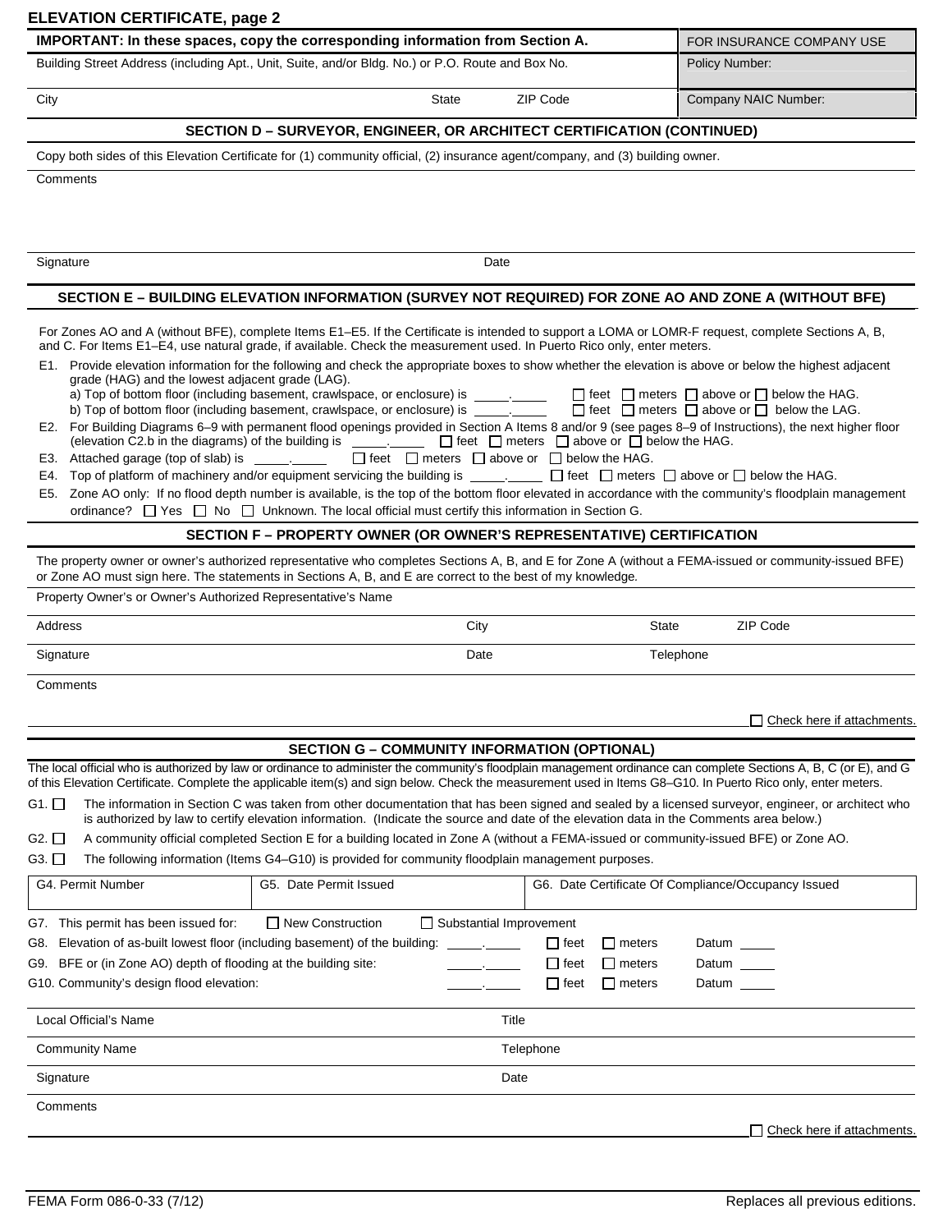## ELEVATION CERTIFICATE, page 2

| IMPORTANT: In these spaces, copy the corresponding information from Section A. | | | FOR INSURANCE COMPANY USE |
|---|---|---|---|
| Building Street Address (including Apt., Unit, Suite, and/or Bldg. No.) or P.O. Route and Box No. | | | Policy Number: |
| City | State | ZIP Code | Company NAIC Number: |

### SECTION D – SURVEYOR, ENGINEER, OR ARCHITECT CERTIFICATION (CONTINUED)

Copy both sides of this Elevation Certificate for (1) community official, (2) insurance agent/company, and (3) building owner.

Comments

Signature | Date

### SECTION E – BUILDING ELEVATION INFORMATION (SURVEY NOT REQUIRED) FOR ZONE AO AND ZONE A (WITHOUT BFE)

For Zones AO and A (without BFE), complete Items E1–E5. If the Certificate is intended to support a LOMA or LOMR-F request, complete Sections A, B, and C. For Items E1–E4, use natural grade, if available. Check the measurement used. In Puerto Rico only, enter meters.

E1. Provide elevation information for the following and check the appropriate boxes to show whether the elevation is above or below the highest adjacent grade (HAG) and the lowest adjacent grade (LAG).
a) Top of bottom floor (including basement, crawlspace, or enclosure) is _____._____ ☐ feet ☐ meters ☐ above or ☐ below the HAG.
b) Top of bottom floor (including basement, crawlspace, or enclosure) is _____._____ ☐ feet ☐ meters ☐ above or ☐ below the LAG.

E2. For Building Diagrams 6–9 with permanent flood openings provided in Section A Items 8 and/or 9 (see pages 8–9 of Instructions), the next higher floor (elevation C2.b in the diagrams) of the building is _____._____ ☐ feet ☐ meters ☐ above or ☐ below the HAG.

E3. Attached garage (top of slab) is _____._____ ☐ feet ☐ meters ☐ above or ☐ below the HAG.

E4. Top of platform of machinery and/or equipment servicing the building is _____._____ ☐ feet ☐ meters ☐ above or ☐ below the HAG.

E5. Zone AO only: If no flood depth number is available, is the top of the bottom floor elevated in accordance with the community's floodplain management ordinance? ☐ Yes ☐ No ☐ Unknown. The local official must certify this information in Section G.

### SECTION F – PROPERTY OWNER (OR OWNER'S REPRESENTATIVE) CERTIFICATION

The property owner or owner's authorized representative who completes Sections A, B, and E for Zone A (without a FEMA-issued or community-issued BFE) or Zone AO must sign here. The statements in Sections A, B, and E are correct to the best of my knowledge.

Property Owner's or Owner's Authorized Representative's Name

Address | City | State | ZIP Code

Signature | Date | Telephone

Comments

☐ Check here if attachments.

### SECTION G – COMMUNITY INFORMATION (OPTIONAL)

The local official who is authorized by law or ordinance to administer the community's floodplain management ordinance can complete Sections A, B, C (or E), and G of this Elevation Certificate. Complete the applicable item(s) and sign below. Check the measurement used in Items G8–G10. In Puerto Rico only, enter meters.

G1. ☐ The information in Section C was taken from other documentation that has been signed and sealed by a licensed surveyor, engineer, or architect who is authorized by law to certify elevation information. (Indicate the source and date of the elevation data in the Comments area below.)

G2. ☐ A community official completed Section E for a building located in Zone A (without a FEMA-issued or community-issued BFE) or Zone AO.

G3. ☐ The following information (Items G4–G10) is provided for community floodplain management purposes.

| G4. Permit Number | G5. Date Permit Issued | G6. Date Certificate Of Compliance/Occupancy Issued |
|---|---|---|
| | | |

G7. This permit has been issued for: ☐ New Construction ☐ Substantial Improvement

G8. Elevation of as-built lowest floor (including basement) of the building: _____._____ ☐ feet ☐ meters Datum _____

G9. BFE or (in Zone AO) depth of flooding at the building site: _____._____ ☐ feet ☐ meters Datum _____

G10. Community's design flood elevation: _____._____ ☐ feet ☐ meters Datum _____

Local Official's Name | Title

Community Name | Telephone

Signature | Date

Comments

☐ Check here if attachments.

FEMA Form 086-0-33 (7/12) Replaces all previous editions.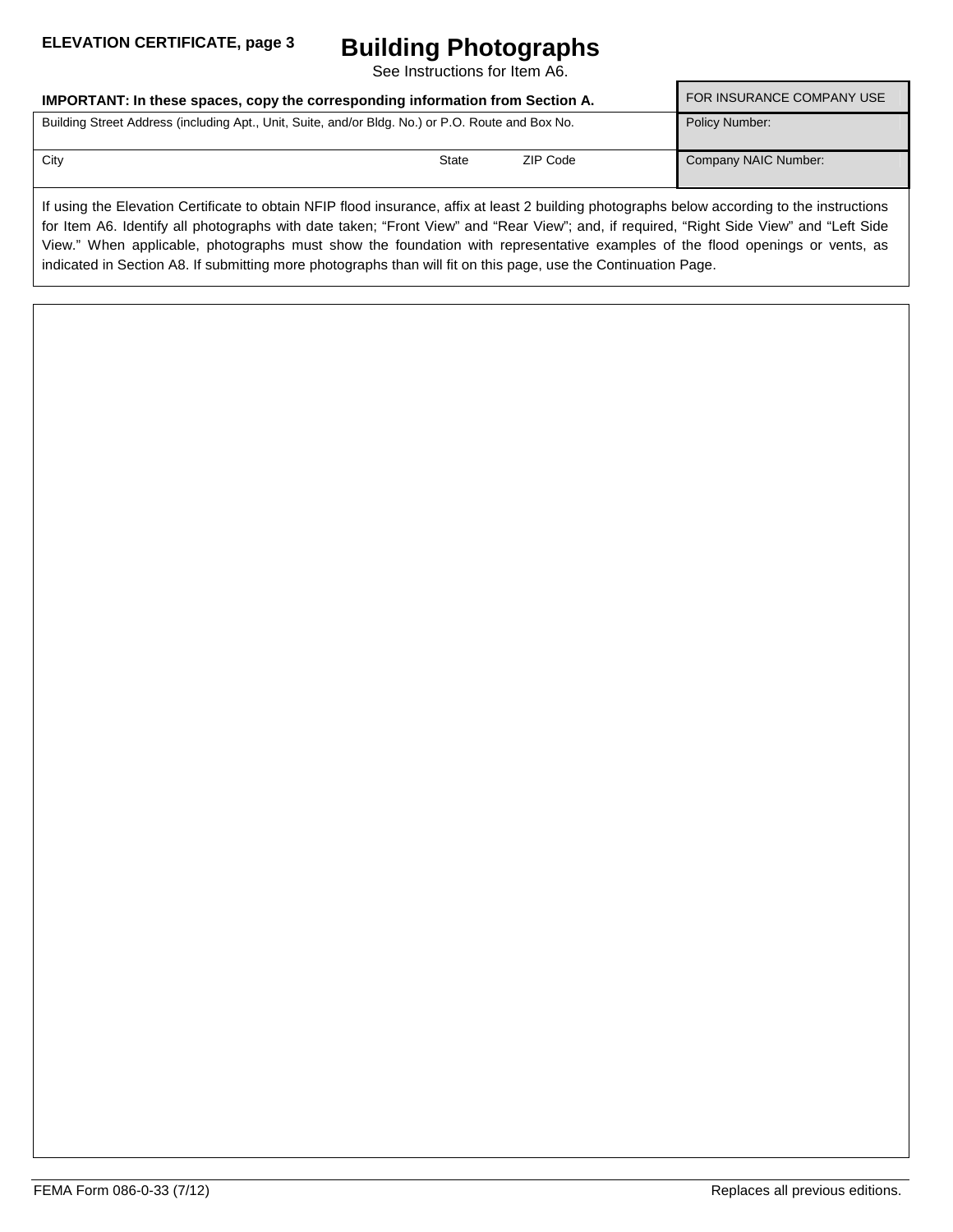**ELEVATION CERTIFICATE, page 3**

# Building Photographs

See Instructions for Item A6.

| IMPORTANT: In these spaces, copy the corresponding information from Section A. | | | FOR INSURANCE COMPANY USE |
|---|---|---|---|
| Building Street Address (including Apt., Unit, Suite, and/or Bldg. No.) or P.O. Route and Box No. | | | Policy Number: |
| City | State | ZIP Code | Company NAIC Number: |

If using the Elevation Certificate to obtain NFIP flood insurance, affix at least 2 building photographs below according to the instructions for Item A6. Identify all photographs with date taken; "Front View" and "Rear View"; and, if required, "Right Side View" and "Left Side View." When applicable, photographs must show the foundation with representative examples of the flood openings or vents, as indicated in Section A8. If submitting more photographs than will fit on this page, use the Continuation Page.

FEMA Form 086-0-33 (7/12) Replaces all previous editions.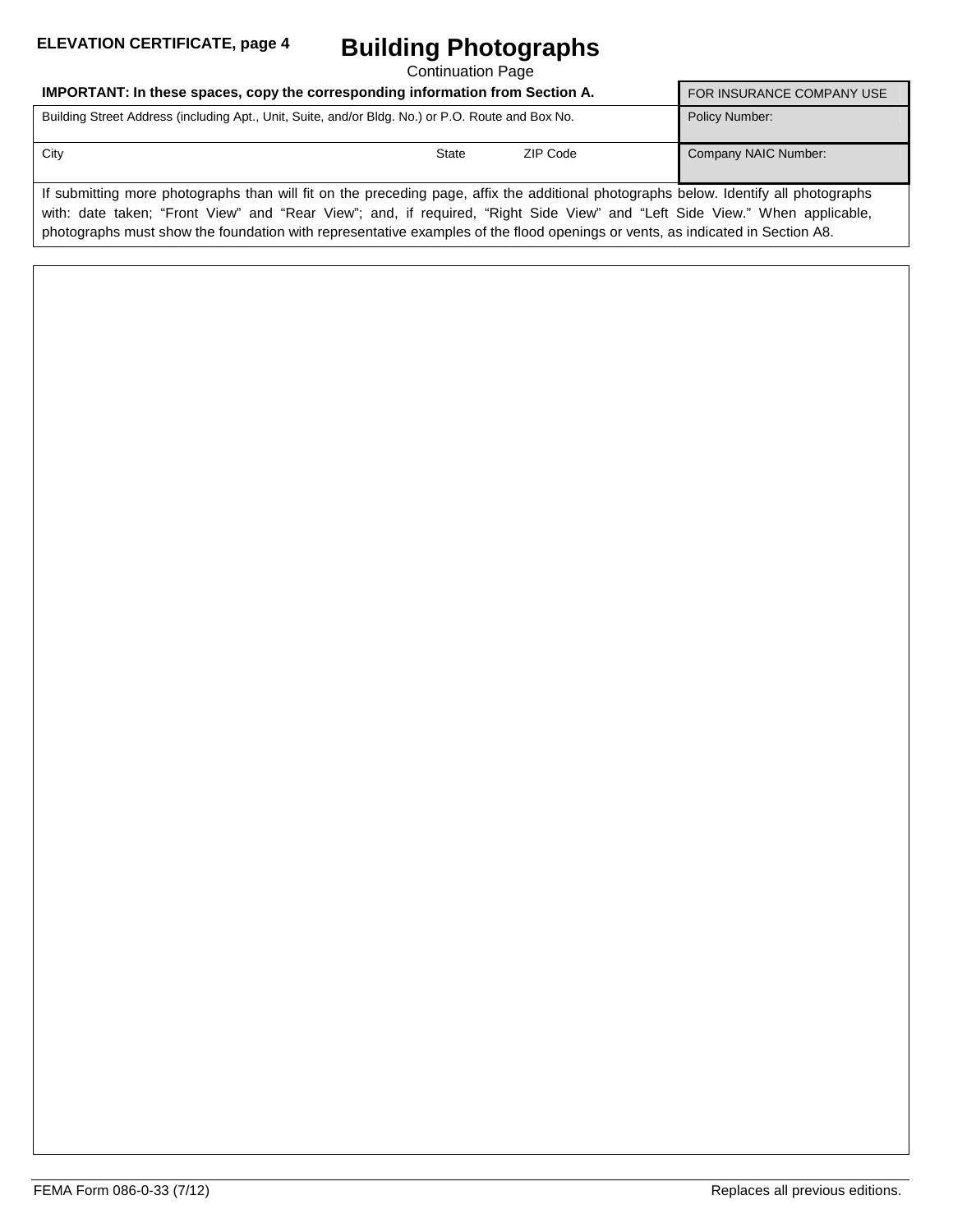**ELEVATION CERTIFICATE, page 4**

# Building Photographs

Continuation Page

| **IMPORTANT: In these spaces, copy the corresponding information from Section A.** | | | FOR INSURANCE COMPANY USE |
|---|---|---|---|
| Building Street Address (including Apt., Unit, Suite, and/or Bldg. No.) or P.O. Route and Box No. | | | Policy Number: |
| City | State | ZIP Code | Company NAIC Number: |

If submitting more photographs than will fit on the preceding page, affix the additional photographs below. Identify all photographs with: date taken; "Front View" and "Rear View"; and, if required, "Right Side View" and "Left Side View." When applicable, photographs must show the foundation with representative examples of the flood openings or vents, as indicated in Section A8.

FEMA Form 086-0-33 (7/12) Replaces all previous editions.